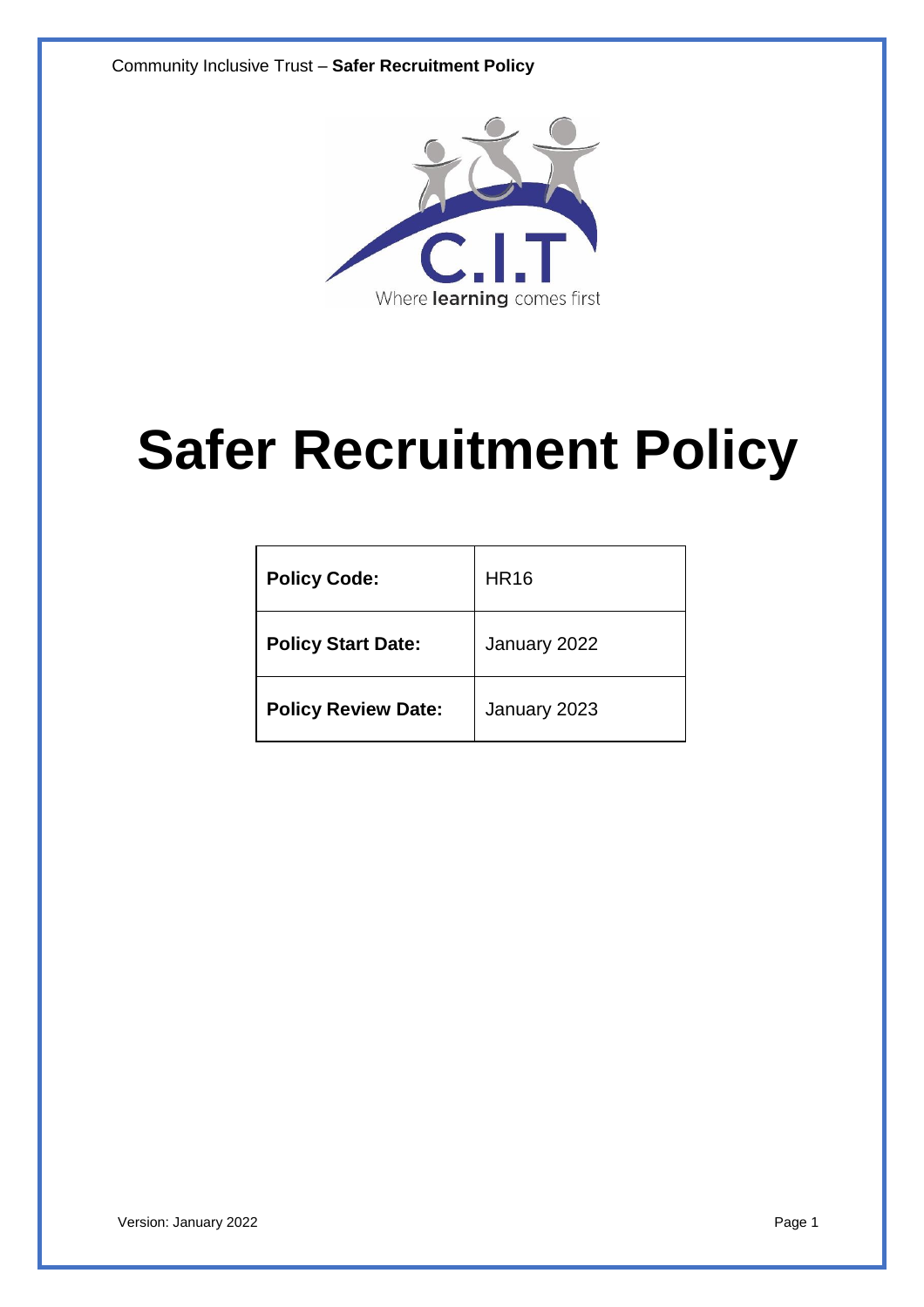# Safer Recruitment Policy

| **Policy Code:** | HR16 |
|---|---|
| **Policy Start Date:** | January 2022 |
| **Policy Review Date:** | January 2023 |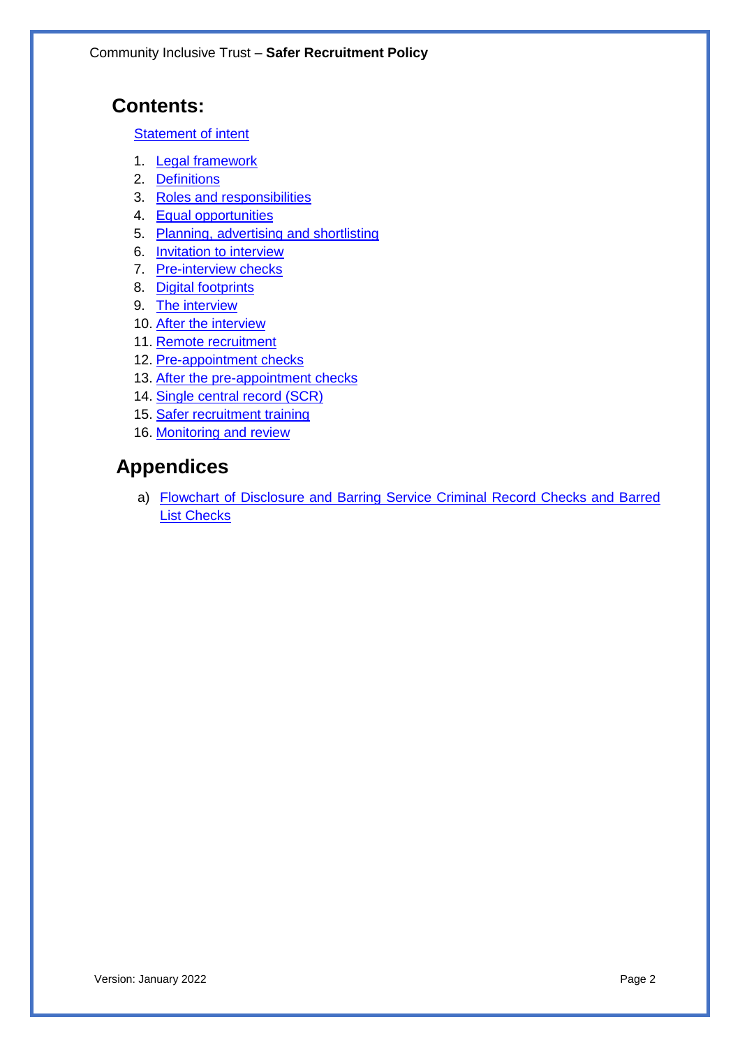# Contents:

Statement of intent

1. Legal framework
2. Definitions
3. Roles and responsibilities
4. Equal opportunities
5. Planning, advertising and shortlisting
6. Invitation to interview
7. Pre-interview checks
8. Digital footprints
9. The interview
10. After the interview
11. Remote recruitment
12. Pre-appointment checks
13. After the pre-appointment checks
14. Single central record (SCR)
15. Safer recruitment training
16. Monitoring and review

# Appendices

a) Flowchart of Disclosure and Barring Service Criminal Record Checks and Barred List Checks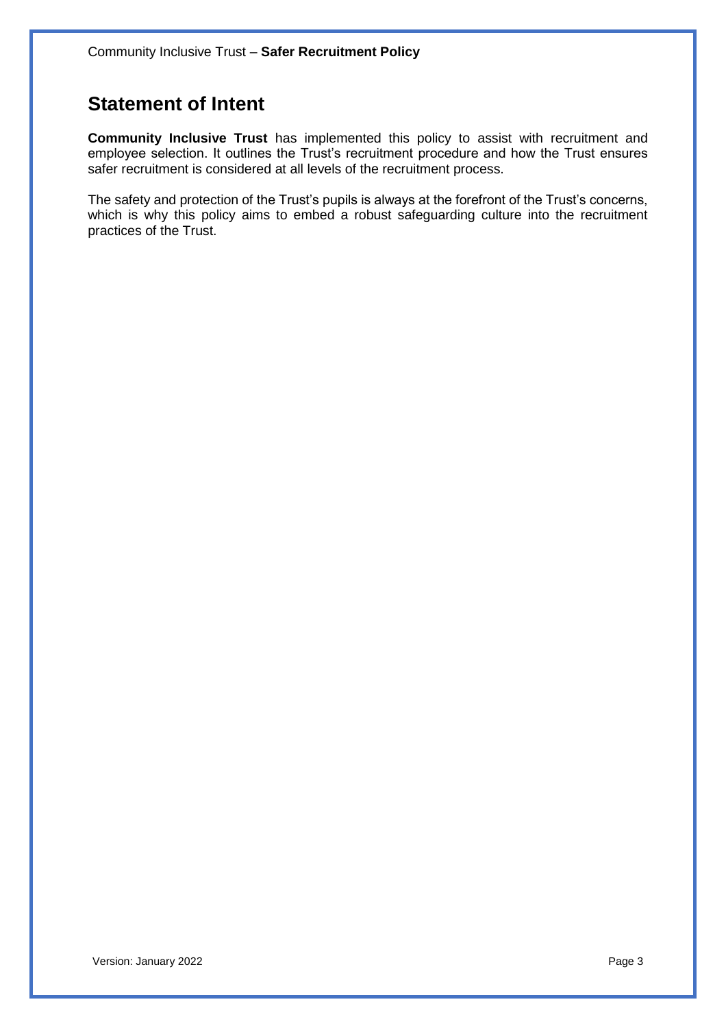## Statement of Intent

**Community Inclusive Trust** has implemented this policy to assist with recruitment and employee selection. It outlines the Trust's recruitment procedure and how the Trust ensures safer recruitment is considered at all levels of the recruitment process.

The safety and protection of the Trust's pupils is always at the forefront of the Trust's concerns, which is why this policy aims to embed a robust safeguarding culture into the recruitment practices of the Trust.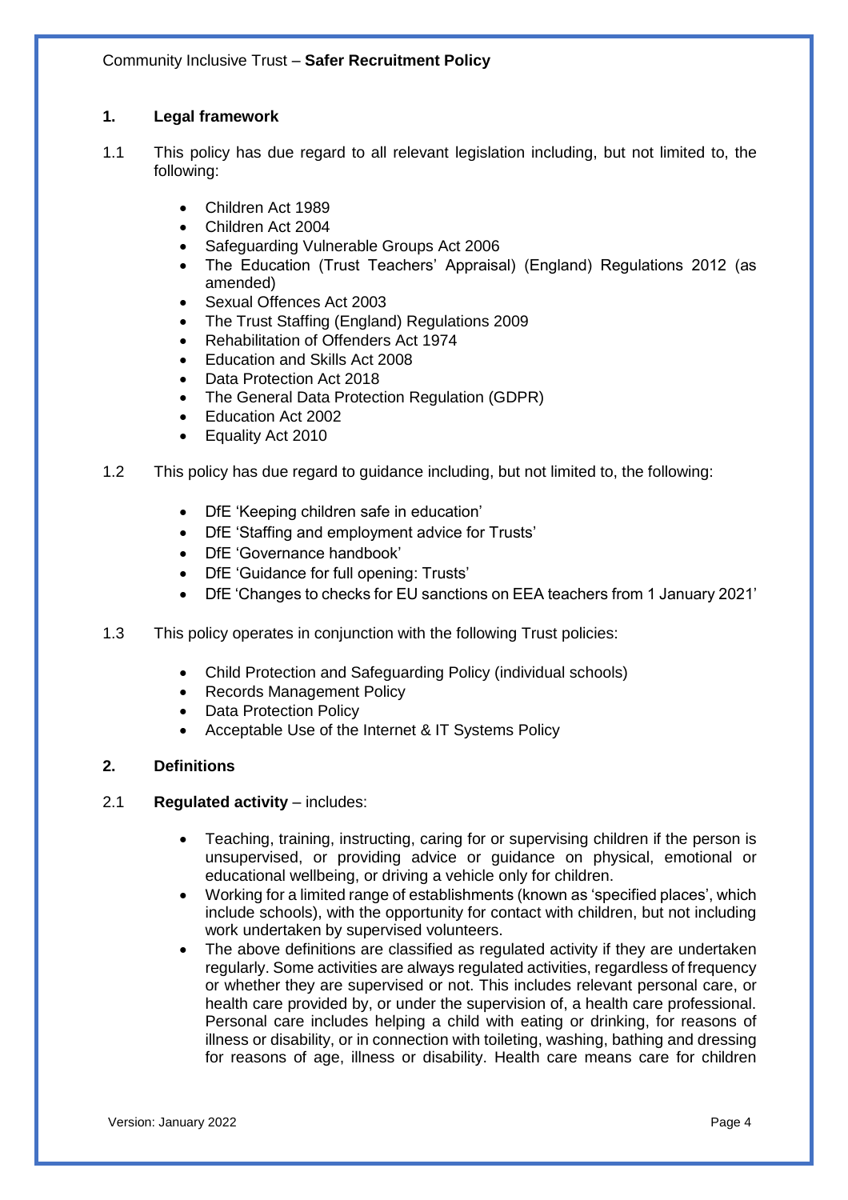## 1. Legal framework

1.1 This policy has due regard to all relevant legislation including, but not limited to, the following:

- Children Act 1989
- Children Act 2004
- Safeguarding Vulnerable Groups Act 2006
- The Education (Trust Teachers' Appraisal) (England) Regulations 2012 (as amended)
- Sexual Offences Act 2003
- The Trust Staffing (England) Regulations 2009
- Rehabilitation of Offenders Act 1974
- Education and Skills Act 2008
- Data Protection Act 2018
- The General Data Protection Regulation (GDPR)
- Education Act 2002
- Equality Act 2010

1.2 This policy has due regard to guidance including, but not limited to, the following:

- DfE 'Keeping children safe in education'
- DfE 'Staffing and employment advice for Trusts'
- DfE 'Governance handbook'
- DfE 'Guidance for full opening: Trusts'
- DfE 'Changes to checks for EU sanctions on EEA teachers from 1 January 2021'

1.3 This policy operates in conjunction with the following Trust policies:

- Child Protection and Safeguarding Policy (individual schools)
- Records Management Policy
- Data Protection Policy
- Acceptable Use of the Internet & IT Systems Policy

## 2. Definitions

2.1 **Regulated activity** – includes:

- Teaching, training, instructing, caring for or supervising children if the person is unsupervised, or providing advice or guidance on physical, emotional or educational wellbeing, or driving a vehicle only for children.
- Working for a limited range of establishments (known as 'specified places', which include schools), with the opportunity for contact with children, but not including work undertaken by supervised volunteers.
- The above definitions are classified as regulated activity if they are undertaken regularly. Some activities are always regulated activities, regardless of frequency or whether they are supervised or not. This includes relevant personal care, or health care provided by, or under the supervision of, a health care professional. Personal care includes helping a child with eating or drinking, for reasons of illness or disability, or in connection with toileting, washing, bathing and dressing for reasons of age, illness or disability. Health care means care for children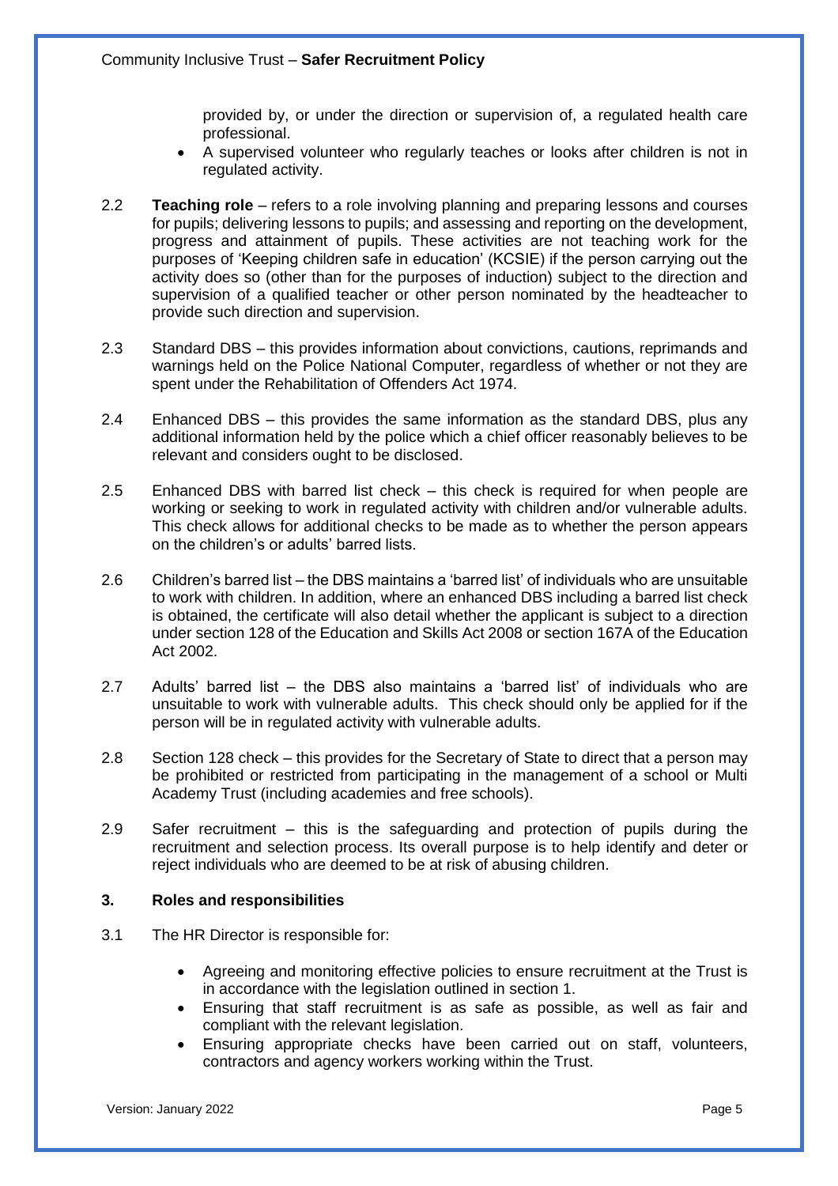provided by, or under the direction or supervision of, a regulated health care professional.

- A supervised volunteer who regularly teaches or looks after children is not in regulated activity.

2.2 **Teaching role** – refers to a role involving planning and preparing lessons and courses for pupils; delivering lessons to pupils; and assessing and reporting on the development, progress and attainment of pupils. These activities are not teaching work for the purposes of 'Keeping children safe in education' (KCSIE) if the person carrying out the activity does so (other than for the purposes of induction) subject to the direction and supervision of a qualified teacher or other person nominated by the headteacher to provide such direction and supervision.

2.3 Standard DBS – this provides information about convictions, cautions, reprimands and warnings held on the Police National Computer, regardless of whether or not they are spent under the Rehabilitation of Offenders Act 1974.

2.4 Enhanced DBS – this provides the same information as the standard DBS, plus any additional information held by the police which a chief officer reasonably believes to be relevant and considers ought to be disclosed.

2.5 Enhanced DBS with barred list check – this check is required for when people are working or seeking to work in regulated activity with children and/or vulnerable adults. This check allows for additional checks to be made as to whether the person appears on the children's or adults' barred lists.

2.6 Children's barred list – the DBS maintains a 'barred list' of individuals who are unsuitable to work with children. In addition, where an enhanced DBS including a barred list check is obtained, the certificate will also detail whether the applicant is subject to a direction under section 128 of the Education and Skills Act 2008 or section 167A of the Education Act 2002.

2.7 Adults' barred list – the DBS also maintains a 'barred list' of individuals who are unsuitable to work with vulnerable adults. This check should only be applied for if the person will be in regulated activity with vulnerable adults.

2.8 Section 128 check – this provides for the Secretary of State to direct that a person may be prohibited or restricted from participating in the management of a school or Multi Academy Trust (including academies and free schools).

2.9 Safer recruitment – this is the safeguarding and protection of pupils during the recruitment and selection process. Its overall purpose is to help identify and deter or reject individuals who are deemed to be at risk of abusing children.

## 3. Roles and responsibilities

3.1 The HR Director is responsible for:

- Agreeing and monitoring effective policies to ensure recruitment at the Trust is in accordance with the legislation outlined in section 1.
- Ensuring that staff recruitment is as safe as possible, as well as fair and compliant with the relevant legislation.
- Ensuring appropriate checks have been carried out on staff, volunteers, contractors and agency workers working within the Trust.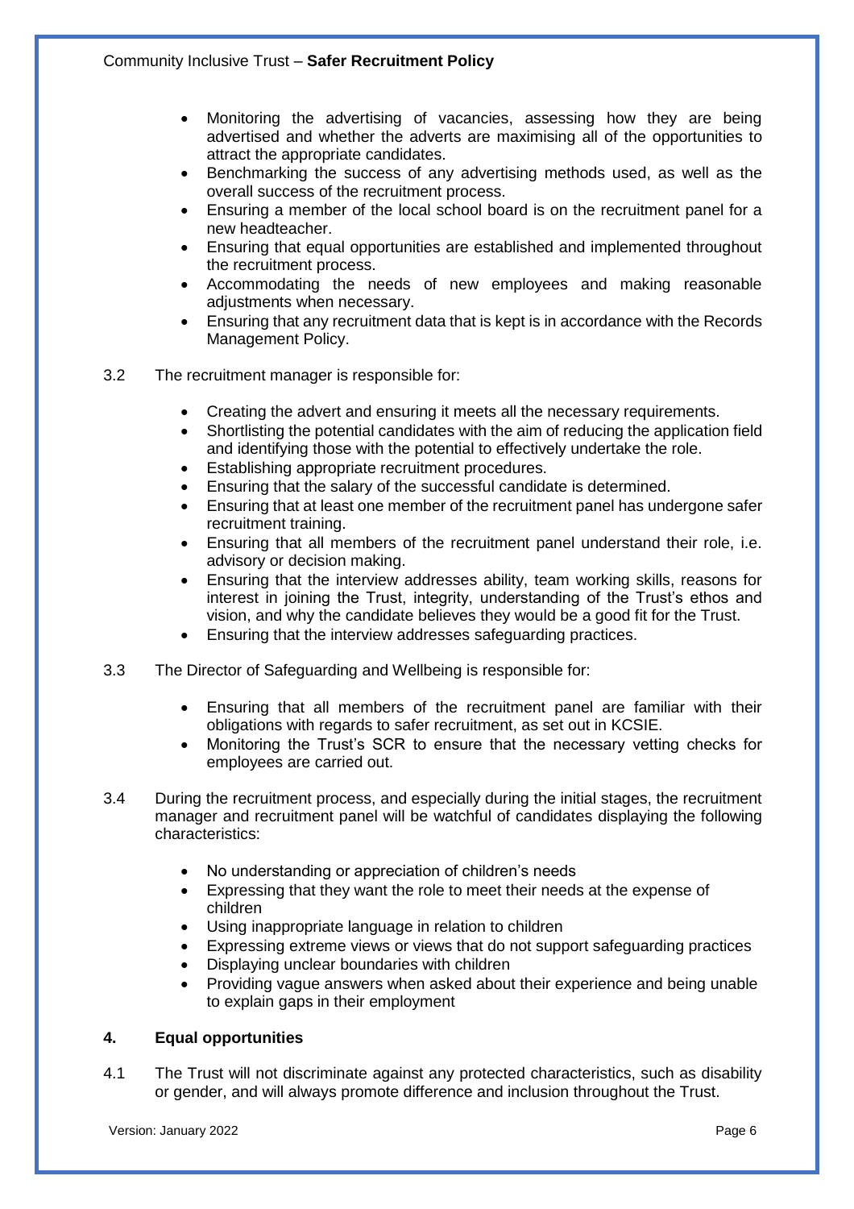- Monitoring the advertising of vacancies, assessing how they are being advertised and whether the adverts are maximising all of the opportunities to attract the appropriate candidates.
- Benchmarking the success of any advertising methods used, as well as the overall success of the recruitment process.
- Ensuring a member of the local school board is on the recruitment panel for a new headteacher.
- Ensuring that equal opportunities are established and implemented throughout the recruitment process.
- Accommodating the needs of new employees and making reasonable adjustments when necessary.
- Ensuring that any recruitment data that is kept is in accordance with the Records Management Policy.

3.2 The recruitment manager is responsible for:

- Creating the advert and ensuring it meets all the necessary requirements.
- Shortlisting the potential candidates with the aim of reducing the application field and identifying those with the potential to effectively undertake the role.
- Establishing appropriate recruitment procedures.
- Ensuring that the salary of the successful candidate is determined.
- Ensuring that at least one member of the recruitment panel has undergone safer recruitment training.
- Ensuring that all members of the recruitment panel understand their role, i.e. advisory or decision making.
- Ensuring that the interview addresses ability, team working skills, reasons for interest in joining the Trust, integrity, understanding of the Trust's ethos and vision, and why the candidate believes they would be a good fit for the Trust.
- Ensuring that the interview addresses safeguarding practices.

3.3 The Director of Safeguarding and Wellbeing is responsible for:

- Ensuring that all members of the recruitment panel are familiar with their obligations with regards to safer recruitment, as set out in KCSIE.
- Monitoring the Trust's SCR to ensure that the necessary vetting checks for employees are carried out.

3.4 During the recruitment process, and especially during the initial stages, the recruitment manager and recruitment panel will be watchful of candidates displaying the following characteristics:

- No understanding or appreciation of children's needs
- Expressing that they want the role to meet their needs at the expense of children
- Using inappropriate language in relation to children
- Expressing extreme views or views that do not support safeguarding practices
- Displaying unclear boundaries with children
- Providing vague answers when asked about their experience and being unable to explain gaps in their employment

## 4. Equal opportunities

4.1 The Trust will not discriminate against any protected characteristics, such as disability or gender, and will always promote difference and inclusion throughout the Trust.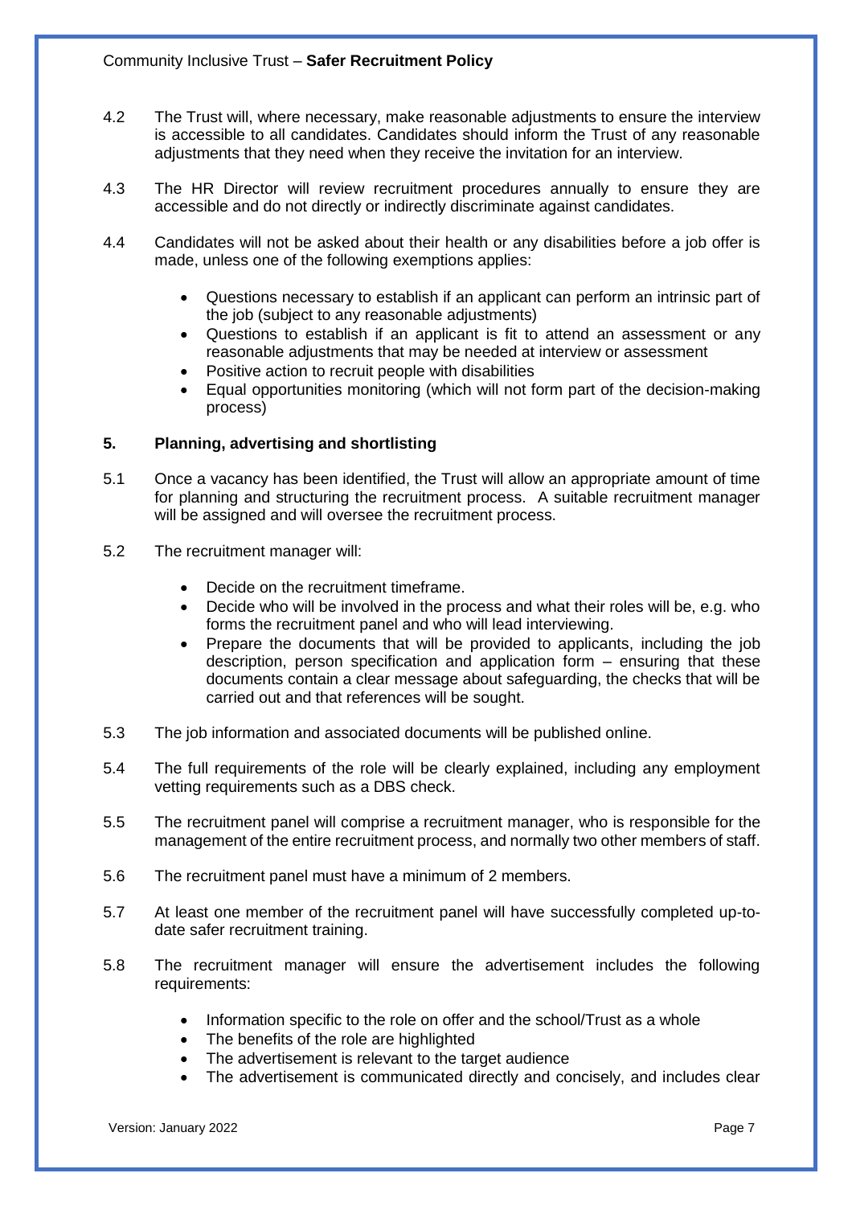4.2 The Trust will, where necessary, make reasonable adjustments to ensure the interview is accessible to all candidates. Candidates should inform the Trust of any reasonable adjustments that they need when they receive the invitation for an interview.

4.3 The HR Director will review recruitment procedures annually to ensure they are accessible and do not directly or indirectly discriminate against candidates.

4.4 Candidates will not be asked about their health or any disabilities before a job offer is made, unless one of the following exemptions applies:

- Questions necessary to establish if an applicant can perform an intrinsic part of the job (subject to any reasonable adjustments)
- Questions to establish if an applicant is fit to attend an assessment or any reasonable adjustments that may be needed at interview or assessment
- Positive action to recruit people with disabilities
- Equal opportunities monitoring (which will not form part of the decision-making process)

## 5. Planning, advertising and shortlisting

5.1 Once a vacancy has been identified, the Trust will allow an appropriate amount of time for planning and structuring the recruitment process. A suitable recruitment manager will be assigned and will oversee the recruitment process.

5.2 The recruitment manager will:

- Decide on the recruitment timeframe.
- Decide who will be involved in the process and what their roles will be, e.g. who forms the recruitment panel and who will lead interviewing.
- Prepare the documents that will be provided to applicants, including the job description, person specification and application form – ensuring that these documents contain a clear message about safeguarding, the checks that will be carried out and that references will be sought.

5.3 The job information and associated documents will be published online.

5.4 The full requirements of the role will be clearly explained, including any employment vetting requirements such as a DBS check.

5.5 The recruitment panel will comprise a recruitment manager, who is responsible for the management of the entire recruitment process, and normally two other members of staff.

5.6 The recruitment panel must have a minimum of 2 members.

5.7 At least one member of the recruitment panel will have successfully completed up-to-date safer recruitment training.

5.8 The recruitment manager will ensure the advertisement includes the following requirements:

- Information specific to the role on offer and the school/Trust as a whole
- The benefits of the role are highlighted
- The advertisement is relevant to the target audience
- The advertisement is communicated directly and concisely, and includes clear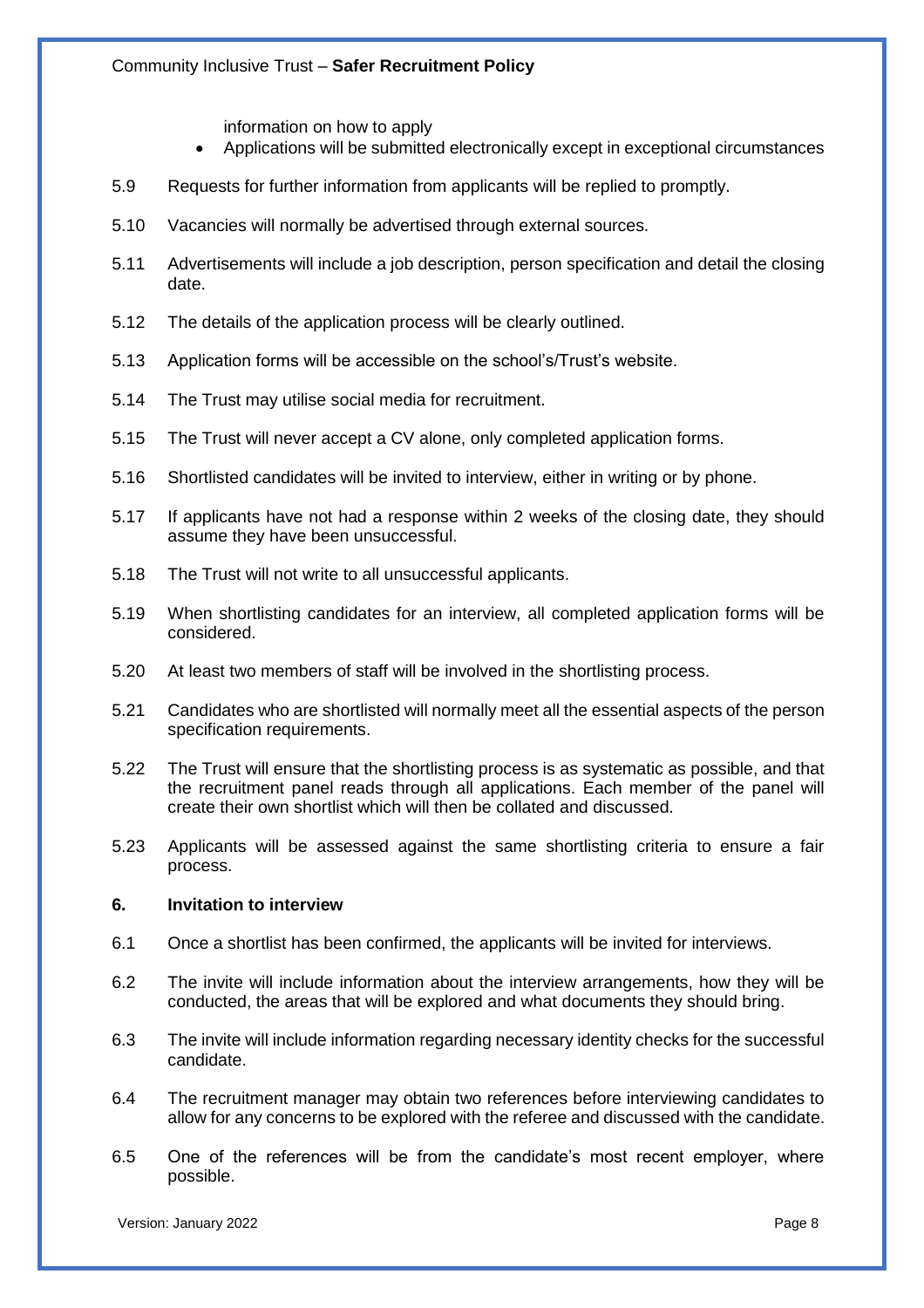information on how to apply

- Applications will be submitted electronically except in exceptional circumstances

5.9 Requests for further information from applicants will be replied to promptly.

5.10 Vacancies will normally be advertised through external sources.

5.11 Advertisements will include a job description, person specification and detail the closing date.

5.12 The details of the application process will be clearly outlined.

5.13 Application forms will be accessible on the school's/Trust's website.

5.14 The Trust may utilise social media for recruitment.

5.15 The Trust will never accept a CV alone, only completed application forms.

5.16 Shortlisted candidates will be invited to interview, either in writing or by phone.

5.17 If applicants have not had a response within 2 weeks of the closing date, they should assume they have been unsuccessful.

5.18 The Trust will not write to all unsuccessful applicants.

5.19 When shortlisting candidates for an interview, all completed application forms will be considered.

5.20 At least two members of staff will be involved in the shortlisting process.

5.21 Candidates who are shortlisted will normally meet all the essential aspects of the person specification requirements.

5.22 The Trust will ensure that the shortlisting process is as systematic as possible, and that the recruitment panel reads through all applications. Each member of the panel will create their own shortlist which will then be collated and discussed.

5.23 Applicants will be assessed against the same shortlisting criteria to ensure a fair process.

## 6. Invitation to interview

6.1 Once a shortlist has been confirmed, the applicants will be invited for interviews.

6.2 The invite will include information about the interview arrangements, how they will be conducted, the areas that will be explored and what documents they should bring.

6.3 The invite will include information regarding necessary identity checks for the successful candidate.

6.4 The recruitment manager may obtain two references before interviewing candidates to allow for any concerns to be explored with the referee and discussed with the candidate.

6.5 One of the references will be from the candidate's most recent employer, where possible.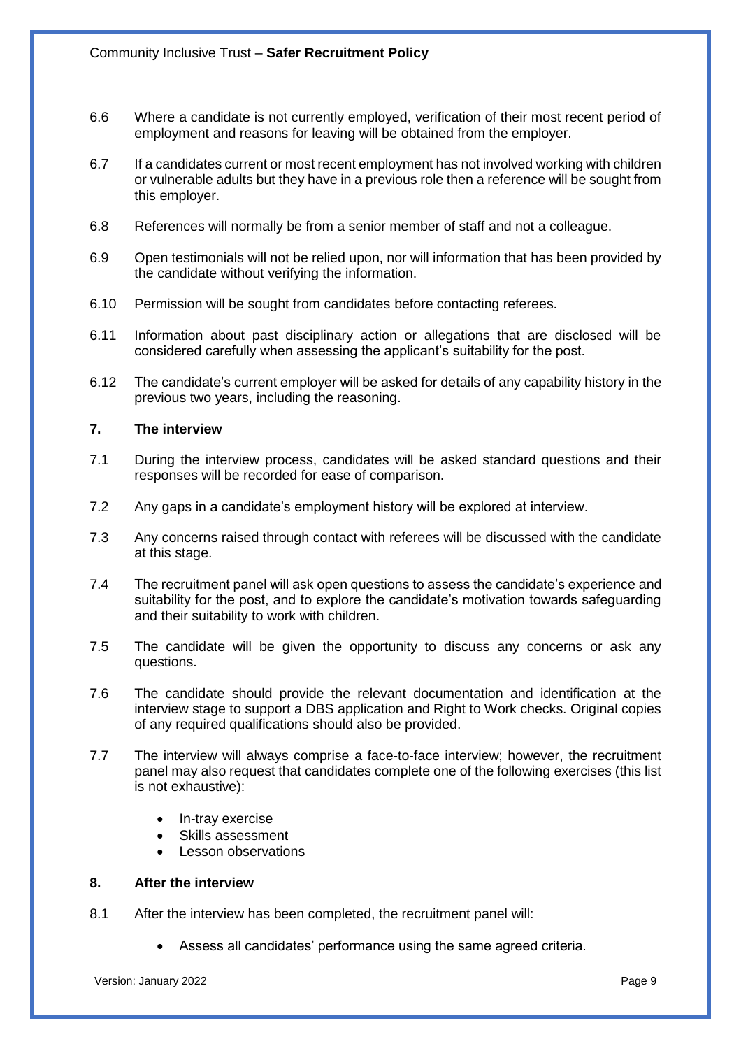6.6 Where a candidate is not currently employed, verification of their most recent period of employment and reasons for leaving will be obtained from the employer.

6.7 If a candidates current or most recent employment has not involved working with children or vulnerable adults but they have in a previous role then a reference will be sought from this employer.

6.8 References will normally be from a senior member of staff and not a colleague.

6.9 Open testimonials will not be relied upon, nor will information that has been provided by the candidate without verifying the information.

6.10 Permission will be sought from candidates before contacting referees.

6.11 Information about past disciplinary action or allegations that are disclosed will be considered carefully when assessing the applicant's suitability for the post.

6.12 The candidate's current employer will be asked for details of any capability history in the previous two years, including the reasoning.

## 7. The interview

7.1 During the interview process, candidates will be asked standard questions and their responses will be recorded for ease of comparison.

7.2 Any gaps in a candidate's employment history will be explored at interview.

7.3 Any concerns raised through contact with referees will be discussed with the candidate at this stage.

7.4 The recruitment panel will ask open questions to assess the candidate's experience and suitability for the post, and to explore the candidate's motivation towards safeguarding and their suitability to work with children.

7.5 The candidate will be given the opportunity to discuss any concerns or ask any questions.

7.6 The candidate should provide the relevant documentation and identification at the interview stage to support a DBS application and Right to Work checks. Original copies of any required qualifications should also be provided.

7.7 The interview will always comprise a face-to-face interview; however, the recruitment panel may also request that candidates complete one of the following exercises (this list is not exhaustive):

- In-tray exercise
- Skills assessment
- Lesson observations

## 8. After the interview

8.1 After the interview has been completed, the recruitment panel will:

- Assess all candidates' performance using the same agreed criteria.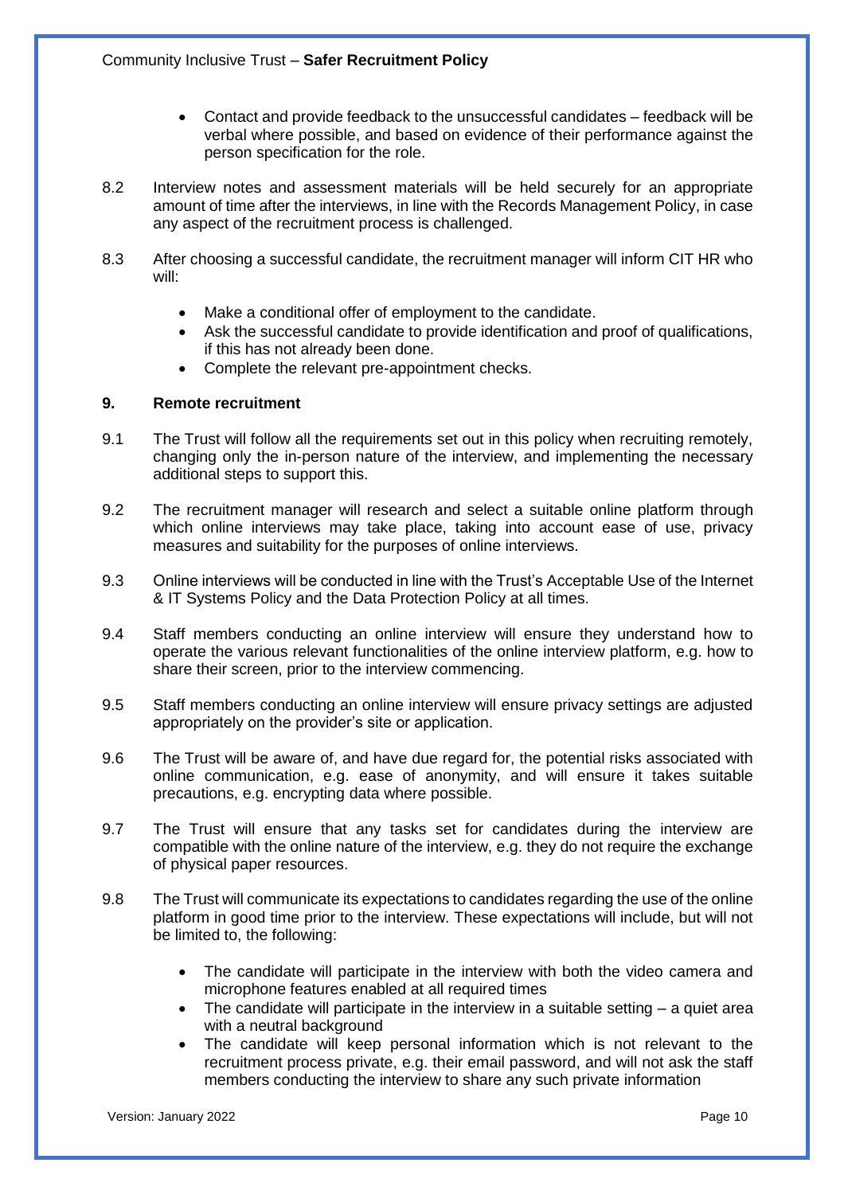- Contact and provide feedback to the unsuccessful candidates – feedback will be verbal where possible, and based on evidence of their performance against the person specification for the role.

8.2 Interview notes and assessment materials will be held securely for an appropriate amount of time after the interviews, in line with the Records Management Policy, in case any aspect of the recruitment process is challenged.

8.3 After choosing a successful candidate, the recruitment manager will inform CIT HR who will:

- Make a conditional offer of employment to the candidate.
- Ask the successful candidate to provide identification and proof of qualifications, if this has not already been done.
- Complete the relevant pre-appointment checks.

## 9. Remote recruitment

9.1 The Trust will follow all the requirements set out in this policy when recruiting remotely, changing only the in-person nature of the interview, and implementing the necessary additional steps to support this.

9.2 The recruitment manager will research and select a suitable online platform through which online interviews may take place, taking into account ease of use, privacy measures and suitability for the purposes of online interviews.

9.3 Online interviews will be conducted in line with the Trust's Acceptable Use of the Internet & IT Systems Policy and the Data Protection Policy at all times.

9.4 Staff members conducting an online interview will ensure they understand how to operate the various relevant functionalities of the online interview platform, e.g. how to share their screen, prior to the interview commencing.

9.5 Staff members conducting an online interview will ensure privacy settings are adjusted appropriately on the provider's site or application.

9.6 The Trust will be aware of, and have due regard for, the potential risks associated with online communication, e.g. ease of anonymity, and will ensure it takes suitable precautions, e.g. encrypting data where possible.

9.7 The Trust will ensure that any tasks set for candidates during the interview are compatible with the online nature of the interview, e.g. they do not require the exchange of physical paper resources.

9.8 The Trust will communicate its expectations to candidates regarding the use of the online platform in good time prior to the interview. These expectations will include, but will not be limited to, the following:

- The candidate will participate in the interview with both the video camera and microphone features enabled at all required times
- The candidate will participate in the interview in a suitable setting – a quiet area with a neutral background
- The candidate will keep personal information which is not relevant to the recruitment process private, e.g. their email password, and will not ask the staff members conducting the interview to share any such private information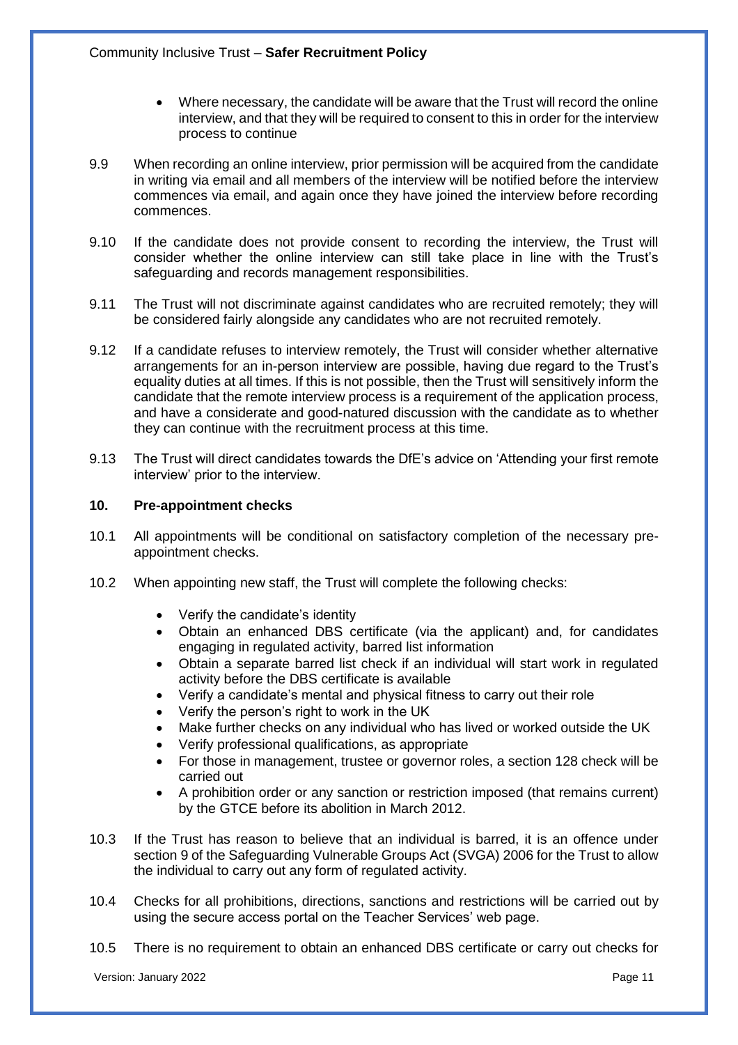- Where necessary, the candidate will be aware that the Trust will record the online interview, and that they will be required to consent to this in order for the interview process to continue

9.9 When recording an online interview, prior permission will be acquired from the candidate in writing via email and all members of the interview will be notified before the interview commences via email, and again once they have joined the interview before recording commences.

9.10 If the candidate does not provide consent to recording the interview, the Trust will consider whether the online interview can still take place in line with the Trust's safeguarding and records management responsibilities.

9.11 The Trust will not discriminate against candidates who are recruited remotely; they will be considered fairly alongside any candidates who are not recruited remotely.

9.12 If a candidate refuses to interview remotely, the Trust will consider whether alternative arrangements for an in-person interview are possible, having due regard to the Trust's equality duties at all times. If this is not possible, then the Trust will sensitively inform the candidate that the remote interview process is a requirement of the application process, and have a considerate and good-natured discussion with the candidate as to whether they can continue with the recruitment process at this time.

9.13 The Trust will direct candidates towards the DfE's advice on 'Attending your first remote interview' prior to the interview.

## 10. Pre-appointment checks

10.1 All appointments will be conditional on satisfactory completion of the necessary pre-appointment checks.

10.2 When appointing new staff, the Trust will complete the following checks:

- Verify the candidate's identity
- Obtain an enhanced DBS certificate (via the applicant) and, for candidates engaging in regulated activity, barred list information
- Obtain a separate barred list check if an individual will start work in regulated activity before the DBS certificate is available
- Verify a candidate's mental and physical fitness to carry out their role
- Verify the person's right to work in the UK
- Make further checks on any individual who has lived or worked outside the UK
- Verify professional qualifications, as appropriate
- For those in management, trustee or governor roles, a section 128 check will be carried out
- A prohibition order or any sanction or restriction imposed (that remains current) by the GTCE before its abolition in March 2012.

10.3 If the Trust has reason to believe that an individual is barred, it is an offence under section 9 of the Safeguarding Vulnerable Groups Act (SVGA) 2006 for the Trust to allow the individual to carry out any form of regulated activity.

10.4 Checks for all prohibitions, directions, sanctions and restrictions will be carried out by using the secure access portal on the Teacher Services' web page.

10.5 There is no requirement to obtain an enhanced DBS certificate or carry out checks for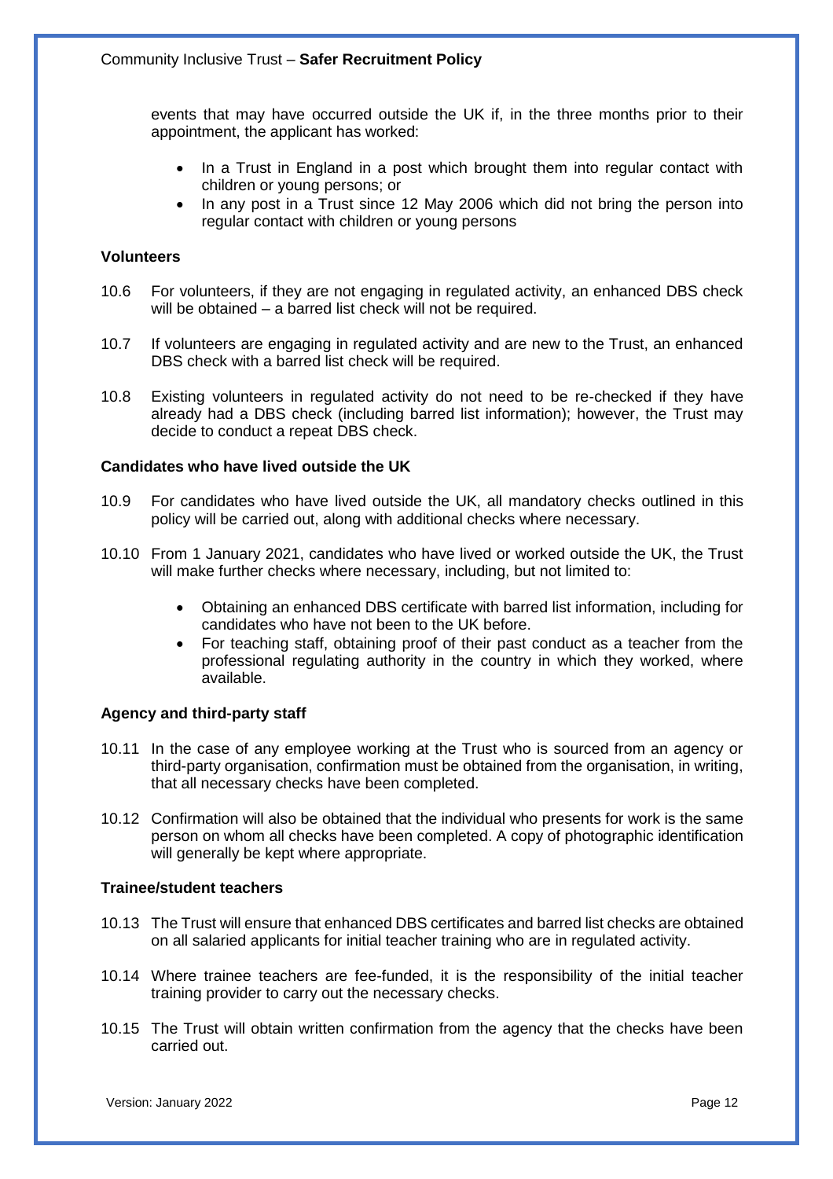events that may have occurred outside the UK if, in the three months prior to their appointment, the applicant has worked:

- In a Trust in England in a post which brought them into regular contact with children or young persons; or
- In any post in a Trust since 12 May 2006 which did not bring the person into regular contact with children or young persons

**Volunteers**

10.6 For volunteers, if they are not engaging in regulated activity, an enhanced DBS check will be obtained – a barred list check will not be required.

10.7 If volunteers are engaging in regulated activity and are new to the Trust, an enhanced DBS check with a barred list check will be required.

10.8 Existing volunteers in regulated activity do not need to be re-checked if they have already had a DBS check (including barred list information); however, the Trust may decide to conduct a repeat DBS check.

**Candidates who have lived outside the UK**

10.9 For candidates who have lived outside the UK, all mandatory checks outlined in this policy will be carried out, along with additional checks where necessary.

10.10 From 1 January 2021, candidates who have lived or worked outside the UK, the Trust will make further checks where necessary, including, but not limited to:

- Obtaining an enhanced DBS certificate with barred list information, including for candidates who have not been to the UK before.
- For teaching staff, obtaining proof of their past conduct as a teacher from the professional regulating authority in the country in which they worked, where available.

**Agency and third-party staff**

10.11 In the case of any employee working at the Trust who is sourced from an agency or third-party organisation, confirmation must be obtained from the organisation, in writing, that all necessary checks have been completed.

10.12 Confirmation will also be obtained that the individual who presents for work is the same person on whom all checks have been completed. A copy of photographic identification will generally be kept where appropriate.

**Trainee/student teachers**

10.13 The Trust will ensure that enhanced DBS certificates and barred list checks are obtained on all salaried applicants for initial teacher training who are in regulated activity.

10.14 Where trainee teachers are fee-funded, it is the responsibility of the initial teacher training provider to carry out the necessary checks.

10.15 The Trust will obtain written confirmation from the agency that the checks have been carried out.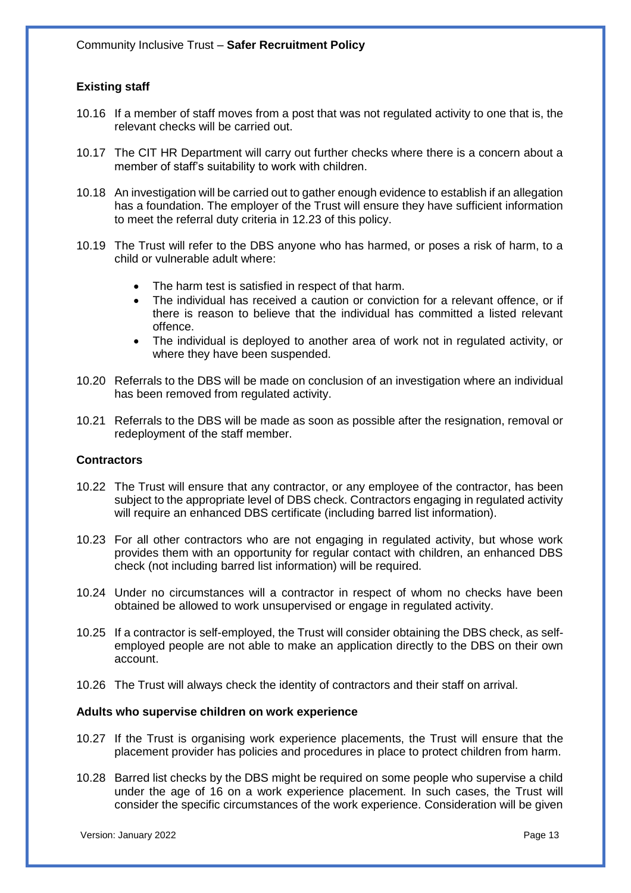### Existing staff

10.16 If a member of staff moves from a post that was not regulated activity to one that is, the relevant checks will be carried out.

10.17 The CIT HR Department will carry out further checks where there is a concern about a member of staff's suitability to work with children.

10.18 An investigation will be carried out to gather enough evidence to establish if an allegation has a foundation. The employer of the Trust will ensure they have sufficient information to meet the referral duty criteria in 12.23 of this policy.

10.19 The Trust will refer to the DBS anyone who has harmed, or poses a risk of harm, to a child or vulnerable adult where:

- The harm test is satisfied in respect of that harm.
- The individual has received a caution or conviction for a relevant offence, or if there is reason to believe that the individual has committed a listed relevant offence.
- The individual is deployed to another area of work not in regulated activity, or where they have been suspended.

10.20 Referrals to the DBS will be made on conclusion of an investigation where an individual has been removed from regulated activity.

10.21 Referrals to the DBS will be made as soon as possible after the resignation, removal or redeployment of the staff member.

### Contractors

10.22 The Trust will ensure that any contractor, or any employee of the contractor, has been subject to the appropriate level of DBS check. Contractors engaging in regulated activity will require an enhanced DBS certificate (including barred list information).

10.23 For all other contractors who are not engaging in regulated activity, but whose work provides them with an opportunity for regular contact with children, an enhanced DBS check (not including barred list information) will be required.

10.24 Under no circumstances will a contractor in respect of whom no checks have been obtained be allowed to work unsupervised or engage in regulated activity.

10.25 If a contractor is self-employed, the Trust will consider obtaining the DBS check, as self-employed people are not able to make an application directly to the DBS on their own account.

10.26 The Trust will always check the identity of contractors and their staff on arrival.

### Adults who supervise children on work experience

10.27 If the Trust is organising work experience placements, the Trust will ensure that the placement provider has policies and procedures in place to protect children from harm.

10.28 Barred list checks by the DBS might be required on some people who supervise a child under the age of 16 on a work experience placement. In such cases, the Trust will consider the specific circumstances of the work experience. Consideration will be given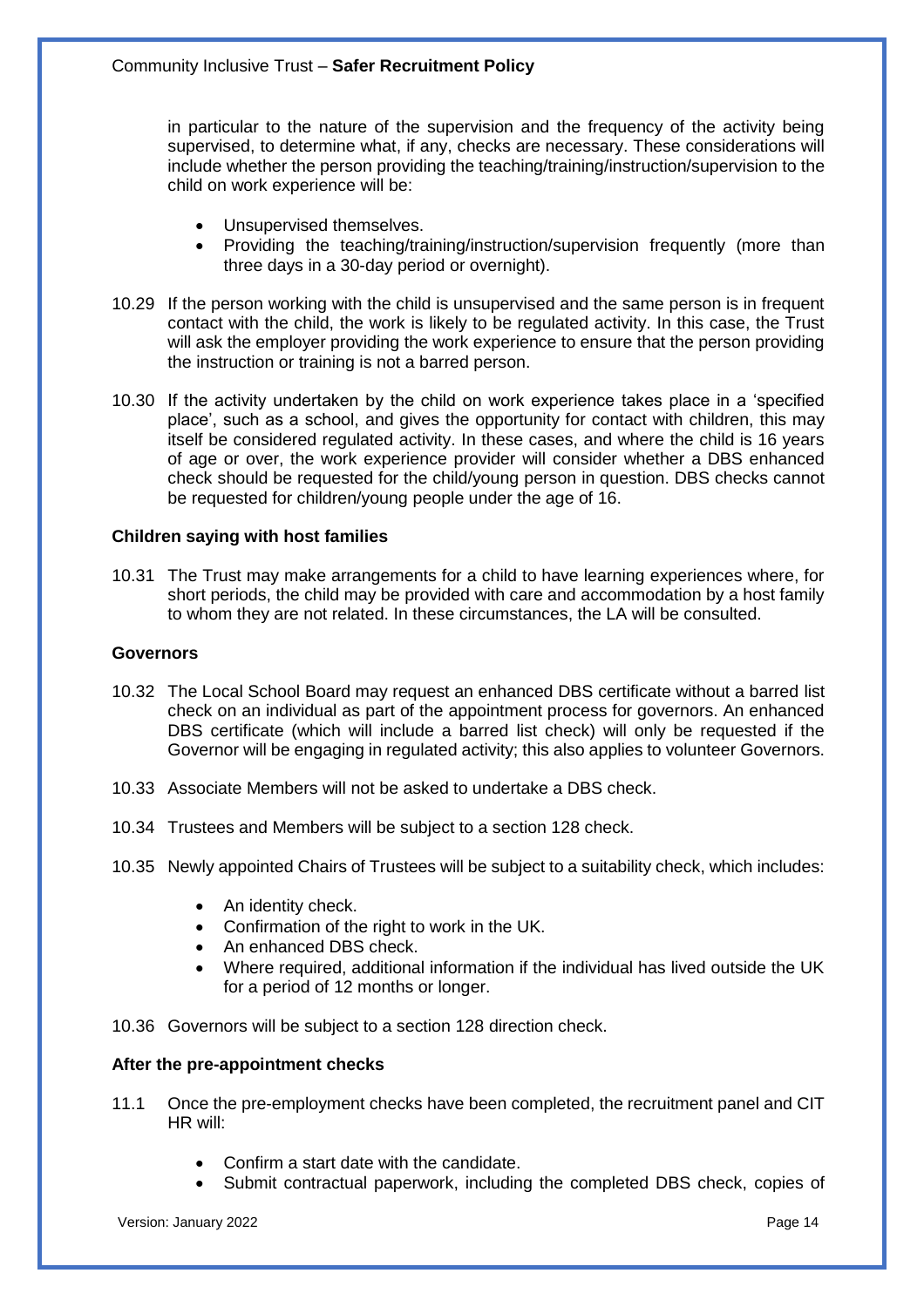in particular to the nature of the supervision and the frequency of the activity being supervised, to determine what, if any, checks are necessary. These considerations will include whether the person providing the teaching/training/instruction/supervision to the child on work experience will be:

- Unsupervised themselves.
- Providing the teaching/training/instruction/supervision frequently (more than three days in a 30-day period or overnight).

10.29 If the person working with the child is unsupervised and the same person is in frequent contact with the child, the work is likely to be regulated activity. In this case, the Trust will ask the employer providing the work experience to ensure that the person providing the instruction or training is not a barred person.

10.30 If the activity undertaken by the child on work experience takes place in a 'specified place', such as a school, and gives the opportunity for contact with children, this may itself be considered regulated activity. In these cases, and where the child is 16 years of age or over, the work experience provider will consider whether a DBS enhanced check should be requested for the child/young person in question. DBS checks cannot be requested for children/young people under the age of 16.

**Children saying with host families**

10.31 The Trust may make arrangements for a child to have learning experiences where, for short periods, the child may be provided with care and accommodation by a host family to whom they are not related. In these circumstances, the LA will be consulted.

**Governors**

10.32 The Local School Board may request an enhanced DBS certificate without a barred list check on an individual as part of the appointment process for governors. An enhanced DBS certificate (which will include a barred list check) will only be requested if the Governor will be engaging in regulated activity; this also applies to volunteer Governors.

10.33 Associate Members will not be asked to undertake a DBS check.

10.34 Trustees and Members will be subject to a section 128 check.

10.35 Newly appointed Chairs of Trustees will be subject to a suitability check, which includes:

- An identity check.
- Confirmation of the right to work in the UK.
- An enhanced DBS check.
- Where required, additional information if the individual has lived outside the UK for a period of 12 months or longer.

10.36 Governors will be subject to a section 128 direction check.

**After the pre-appointment checks**

11.1 Once the pre-employment checks have been completed, the recruitment panel and CIT HR will:

- Confirm a start date with the candidate.
- Submit contractual paperwork, including the completed DBS check, copies of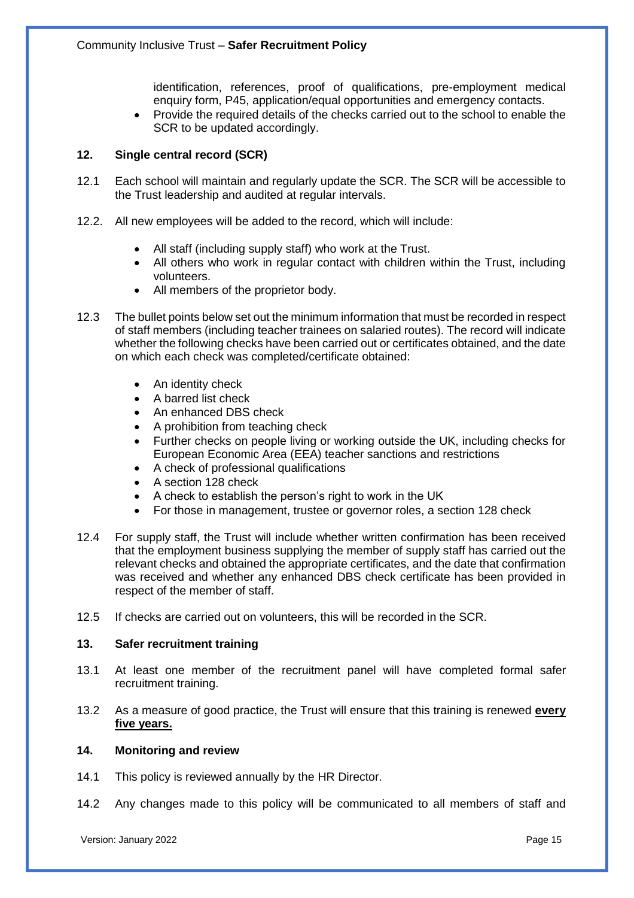identification, references, proof of qualifications, pre-employment medical enquiry form, P45, application/equal opportunities and emergency contacts.

- Provide the required details of the checks carried out to the school to enable the SCR to be updated accordingly.

## 12. Single central record (SCR)

12.1 Each school will maintain and regularly update the SCR. The SCR will be accessible to the Trust leadership and audited at regular intervals.

12.2. All new employees will be added to the record, which will include:

- All staff (including supply staff) who work at the Trust.
- All others who work in regular contact with children within the Trust, including volunteers.
- All members of the proprietor body.

12.3 The bullet points below set out the minimum information that must be recorded in respect of staff members (including teacher trainees on salaried routes). The record will indicate whether the following checks have been carried out or certificates obtained, and the date on which each check was completed/certificate obtained:

- An identity check
- A barred list check
- An enhanced DBS check
- A prohibition from teaching check
- Further checks on people living or working outside the UK, including checks for European Economic Area (EEA) teacher sanctions and restrictions
- A check of professional qualifications
- A section 128 check
- A check to establish the person's right to work in the UK
- For those in management, trustee or governor roles, a section 128 check

12.4 For supply staff, the Trust will include whether written confirmation has been received that the employment business supplying the member of supply staff has carried out the relevant checks and obtained the appropriate certificates, and the date that confirmation was received and whether any enhanced DBS check certificate has been provided in respect of the member of staff.

12.5 If checks are carried out on volunteers, this will be recorded in the SCR.

## 13. Safer recruitment training

13.1 At least one member of the recruitment panel will have completed formal safer recruitment training.

13.2 As a measure of good practice, the Trust will ensure that this training is renewed **every five years.**

## 14. Monitoring and review

14.1 This policy is reviewed annually by the HR Director.

14.2 Any changes made to this policy will be communicated to all members of staff and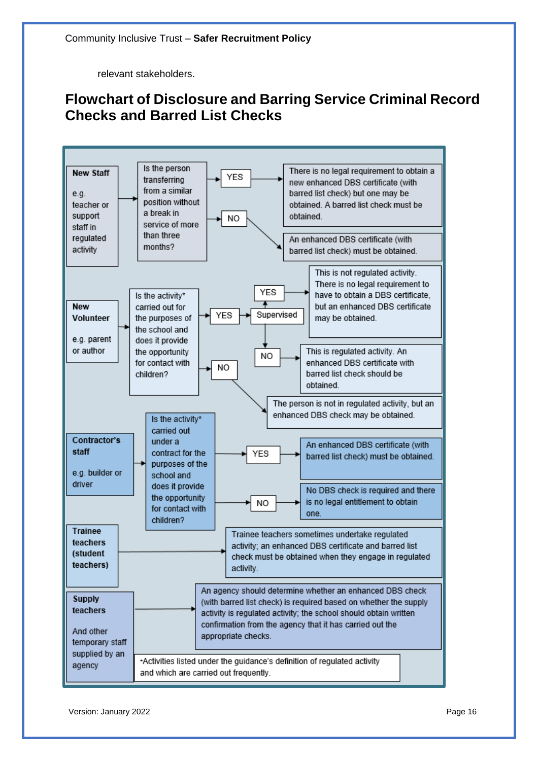relevant stakeholders.

## Flowchart of Disclosure and Barring Service Criminal Record Checks and Barred List Checks

**New Staff**

e.g. teacher or support staff in regulated activity

Is the person transferring from a similar position without a break in service of more than three months?

YES

There is no legal requirement to obtain a new enhanced DBS certificate (with barred list check) but one may be obtained. A barred list check must be obtained.

NO

An enhanced DBS certificate (with barred list check) must be obtained.

**New Volunteer**

e.g. parent or author

Is the activity* carried out for the purposes of the school and does it provide the opportunity for contact with children?

YES

Supervised

YES

This is not regulated activity. There is no legal requirement to have to obtain a DBS certificate, but an enhanced DBS certificate may be obtained.

NO

This is regulated activity. An enhanced DBS certificate with barred list check should be obtained.

NO

The person is not in regulated activity, but an enhanced DBS check may be obtained.

**Contractor's staff**

e.g. builder or driver

Is the activity* carried out under a contract for the purposes of the school and does it provide the opportunity for contact with children?

YES

An enhanced DBS certificate (with barred list check) must be obtained.

NO

No DBS check is required and there is no legal entitlement to obtain one.

**Trainee teachers (student teachers)**

Trainee teachers sometimes undertake regulated activity; an enhanced DBS certificate and barred list check must be obtained when they engage in regulated activity.

**Supply teachers**

And other temporary staff supplied by an agency

An agency should determine whether an enhanced DBS check (with barred list check) is required based on whether the supply activity is regulated activity; the school should obtain written confirmation from the agency that it has carried out the appropriate checks.

*Activities listed under the guidance's definition of regulated activity and which are carried out frequently.